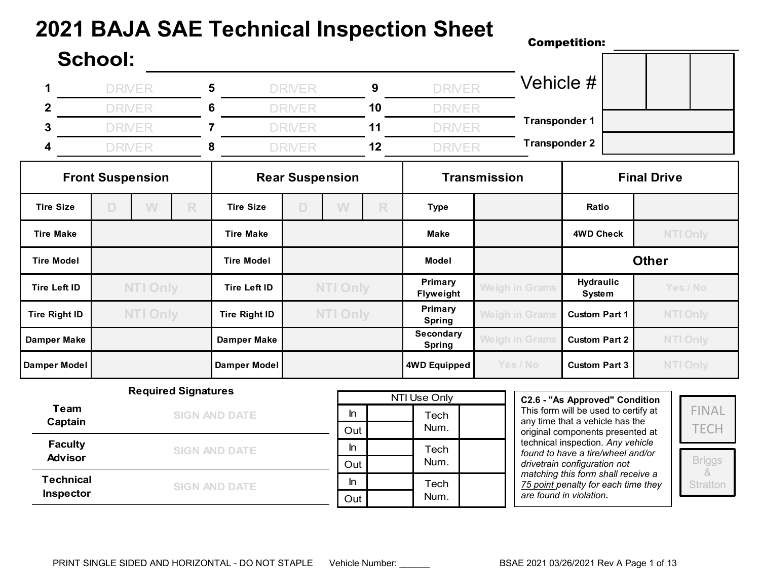# 2021 BAJA SAE Technical Inspection Sheet

**Competition:** ____________

## School: ______________________________

| | | | | | |
|---|---|---|---|---|---|
| 1 | DRIVER | 5 | DRIVER | 9 | DRIVER |
| 2 | DRIVER | 6 | DRIVER | 10 | DRIVER |
| 3 | DRIVER | 7 | DRIVER | 11 | DRIVER |
| 4 | DRIVER | 8 | DRIVER | 12 | DRIVER |

| Vehicle # | | | |
|---|---|---|---|
| Transponder 1 | | | |
| Transponder 2 | | | |

| Front Suspension | | | | Rear Suspension | | | | Transmission | | Final Drive | |
|---|---|---|---|---|---|---|---|---|---|---|---|
| Tire Size | D | W | R | Tire Size | D | W | R | Type | | Ratio | |
| Tire Make | | | | Tire Make | | | | Make | | 4WD Check | NTI Only |
| Tire Model | | | | Tire Model | | | | Model | | **Other** | |
| Tire Left ID | NTI Only | | | Tire Left ID | NTI Only | | | Primary Flyweight | Weigh in Grams | Hydraulic System | Yes / No |
| Tire Right ID | NTI Only | | | Tire Right ID | NTI Only | | | Primary Spring | Weigh in Grams | Custom Part 1 | NTI Only |
| Damper Make | | | | Damper Make | | | | Secondary Spring | Weigh in Grams | Custom Part 2 | NTI Only |
| Damper Model | | | | Damper Model | | | | 4WD Equipped | Yes / No | Custom Part 3 | NTI Only |

**Required Signatures**

| | |
|---|---|
| Team Captain | SIGN AND DATE |
| Faculty Advisor | SIGN AND DATE |
| Technical Inspector | SIGN AND DATE |

| NTI Use Only | | | |
|---|---|---|---|
| In | | Tech Num. | |
| Out | | | |
| In | | Tech Num. | |
| Out | | | |
| In | | Tech Num. | |
| Out | | | |

**C2.6 - "As Approved" Condition**
This form will be used to certify at any time that a vehicle has the original components presented at technical inspection. *Any vehicle found to have a tire/wheel and/or drivetrain configuration not matching this form shall receive a 75 point penalty for each time they are found in violation.*

FINAL TECH

Briggs & Stratton

PRINT SINGLE SIDED AND HORIZONTAL - DO NOT STAPLE Vehicle Number: ______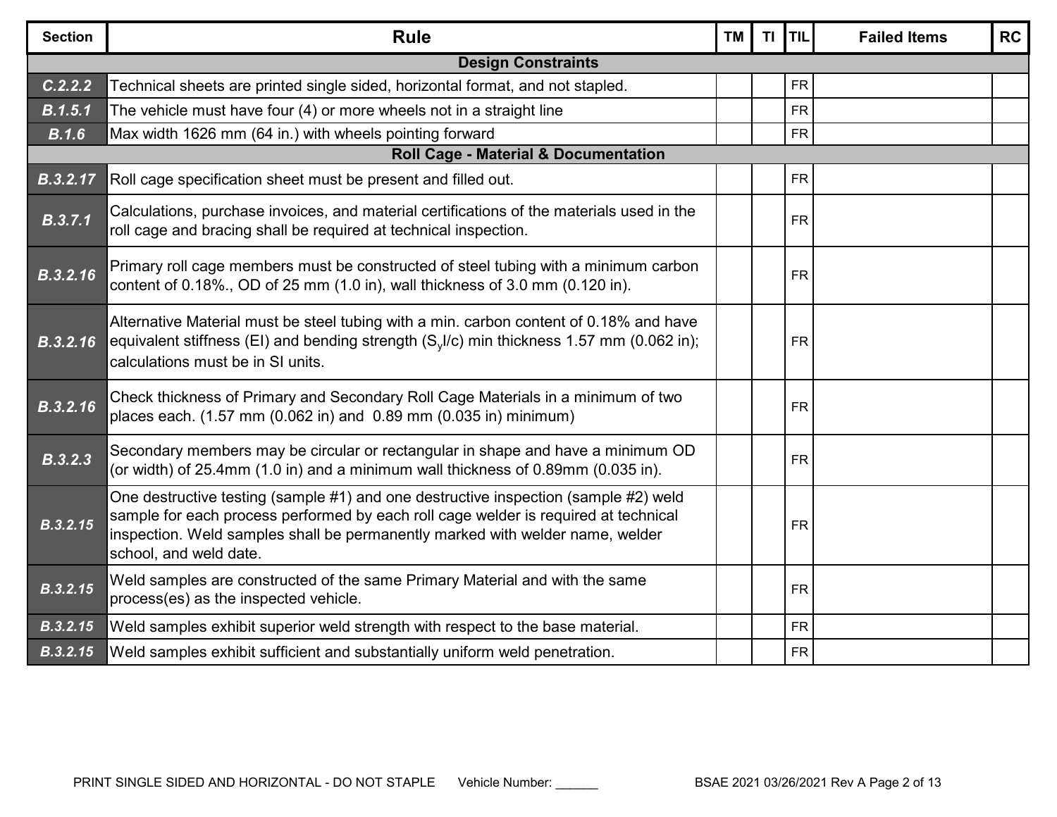| Section | Rule | TM | TI | TIL | Failed Items | RC |
|---|---|---|---|---|---|---|
| | **Design Constraints** | | | | | |
| ***C.2.2.2*** | Technical sheets are printed single sided, horizontal format, and not stapled. | | | FR | | |
| ***B.1.5.1*** | The vehicle must have four (4) or more wheels not in a straight line | | | FR | | |
| ***B.1.6*** | Max width 1626 mm (64 in.) with wheels pointing forward | | | FR | | |
| | **Roll Cage - Material & Documentation** | | | | | |
| ***B.3.2.17*** | Roll cage specification sheet must be present and filled out. | | | FR | | |
| ***B.3.7.1*** | Calculations, purchase invoices, and material certifications of the materials used in the roll cage and bracing shall be required at technical inspection. | | | FR | | |
| ***B.3.2.16*** | Primary roll cage members must be constructed of steel tubing with a minimum carbon content of 0.18%., OD of 25 mm (1.0 in), wall thickness of 3.0 mm (0.120 in). | | | FR | | |
| ***B.3.2.16*** | Alternative Material must be steel tubing with a min. carbon content of 0.18% and have equivalent stiffness (EI) and bending strength ($S_y I/c$) min thickness 1.57 mm (0.062 in); calculations must be in SI units. | | | FR | | |
| ***B.3.2.16*** | Check thickness of Primary and Secondary Roll Cage Materials in a minimum of two places each. (1.57 mm (0.062 in) and 0.89 mm (0.035 in) minimum) | | | FR | | |
| ***B.3.2.3*** | Secondary members may be circular or rectangular in shape and have a minimum OD (or width) of 25.4mm (1.0 in) and a minimum wall thickness of 0.89mm (0.035 in). | | | FR | | |
| ***B.3.2.15*** | One destructive testing (sample #1) and one destructive inspection (sample #2) weld sample for each process performed by each roll cage welder is required at technical inspection. Weld samples shall be permanently marked with welder name, welder school, and weld date. | | | FR | | |
| ***B.3.2.15*** | Weld samples are constructed of the same Primary Material and with the same process(es) as the inspected vehicle. | | | FR | | |
| ***B.3.2.15*** | Weld samples exhibit superior weld strength with respect to the base material. | | | FR | | |
| ***B.3.2.15*** | Weld samples exhibit sufficient and substantially uniform weld penetration. | | | FR | | |

PRINT SINGLE SIDED AND HORIZONTAL - DO NOT STAPLE Vehicle Number: ______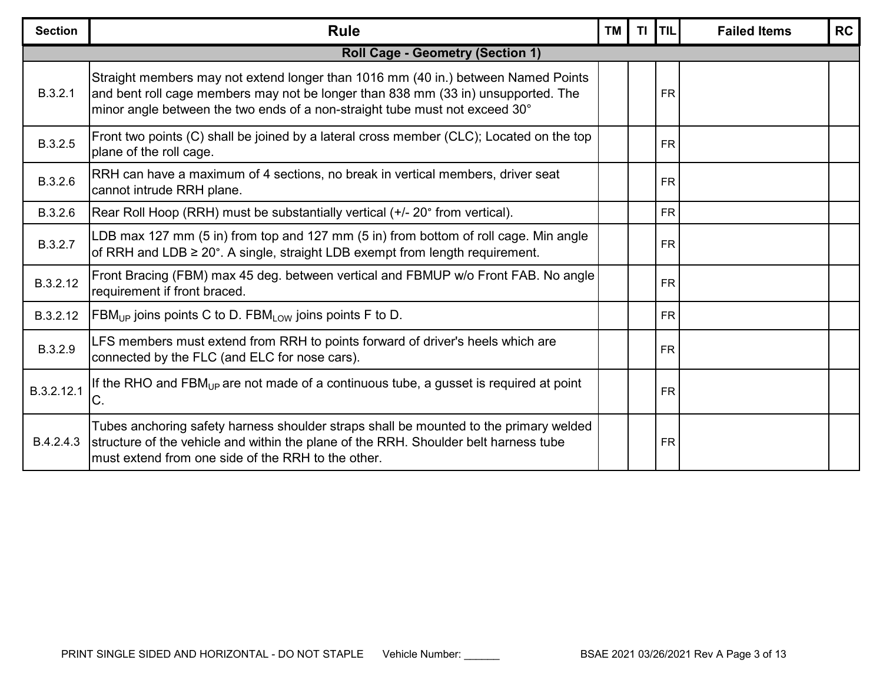| Section | Rule | TM | TI | TIL | Failed Items | RC |
|---|---|---|---|---|---|---|
| **Roll Cage - Geometry (Section 1)** | | | | | | |
| B.3.2.1 | Straight members may not extend longer than 1016 mm (40 in.) between Named Points and bent roll cage members may not be longer than 838 mm (33 in) unsupported. The minor angle between the two ends of a non-straight tube must not exceed 30° | | | FR | | |
| B.3.2.5 | Front two points (C) shall be joined by a lateral cross member (CLC); Located on the top plane of the roll cage. | | | FR | | |
| B.3.2.6 | RRH can have a maximum of 4 sections, no break in vertical members, driver seat cannot intrude RRH plane. | | | FR | | |
| B.3.2.6 | Rear Roll Hoop (RRH) must be substantially vertical (+/- 20° from vertical). | | | FR | | |
| B.3.2.7 | LDB max 127 mm (5 in) from top and 127 mm (5 in) from bottom of roll cage. Min angle of RRH and LDB ≥ 20°. A single, straight LDB exempt from length requirement. | | | FR | | |
| B.3.2.12 | Front Bracing (FBM) max 45 deg. between vertical and FBMUP w/o Front FAB. No angle requirement if front braced. | | | FR | | |
| B.3.2.12 | $FBM_{UP}$ joins points C to D. $FBM_{LOW}$ joins points F to D. | | | FR | | |
| B.3.2.9 | LFS members must extend from RRH to points forward of driver's heels which are connected by the FLC (and ELC for nose cars). | | | FR | | |
| B.3.2.12.1 | If the RHO and $FBM_{UP}$ are not made of a continuous tube, a gusset is required at point C. | | | FR | | |
| B.4.2.4.3 | Tubes anchoring safety harness shoulder straps shall be mounted to the primary welded structure of the vehicle and within the plane of the RRH. Shoulder belt harness tube must extend from one side of the RRH to the other. | | | FR | | |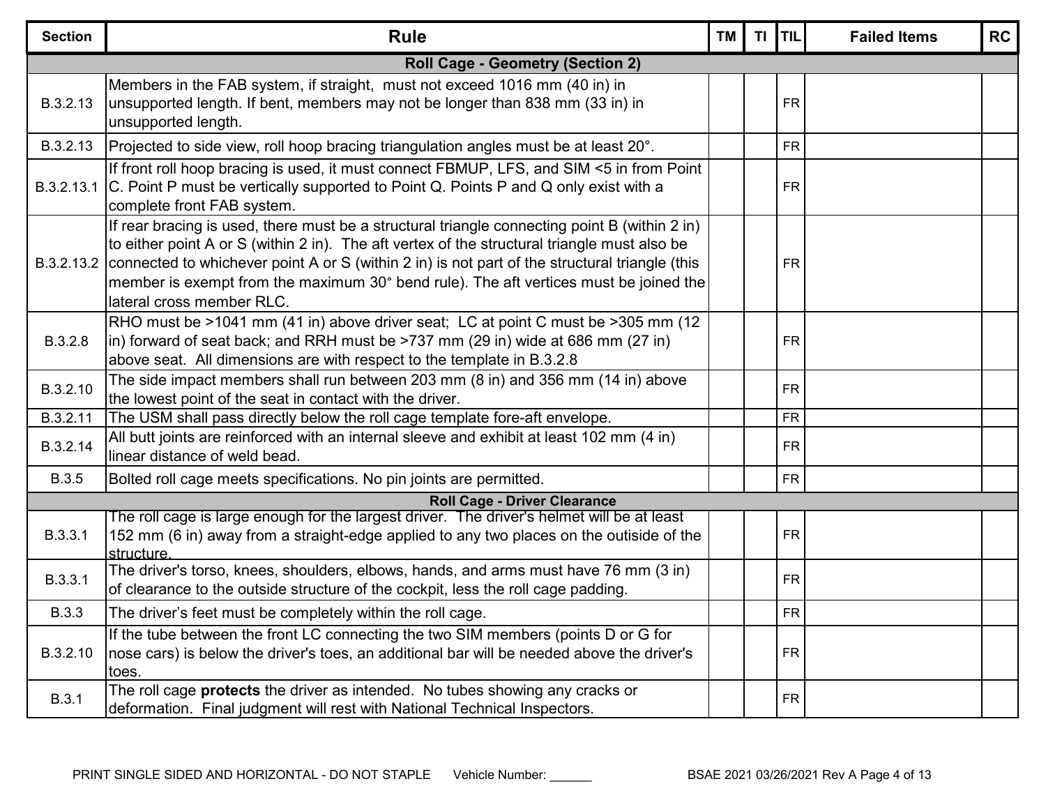| Section | Rule | TM | TI | TIL | Failed Items | RC |
|---|---|---|---|---|---|---|
| | **Roll Cage - Geometry (Section 2)** | | | | | |
| B.3.2.13 | Members in the FAB system, if straight, must not exceed 1016 mm (40 in) in unsupported length. If bent, members may not be longer than 838 mm (33 in) in unsupported length. | | | FR | | |
| B.3.2.13 | Projected to side view, roll hoop bracing triangulation angles must be at least 20°. | | | FR | | |
| B.3.2.13.1 | If front roll hoop bracing is used, it must connect FBMUP, LFS, and SIM <5 in from Point C. Point P must be vertically supported to Point Q. Points P and Q only exist with a complete front FAB system. | | | FR | | |
| B.3.2.13.2 | If rear bracing is used, there must be a structural triangle connecting point B (within 2 in) to either point A or S (within 2 in). The aft vertex of the structural triangle must also be connected to whichever point A or S (within 2 in) is not part of the structural triangle (this member is exempt from the maximum 30° bend rule). The aft vertices must be joined the lateral cross member RLC. | | | FR | | |
| B.3.2.8 | RHO must be >1041 mm (41 in) above driver seat; LC at point C must be >305 mm (12 in) forward of seat back; and RRH must be >737 mm (29 in) wide at 686 mm (27 in) above seat. All dimensions are with respect to the template in B.3.2.8 | | | FR | | |
| B.3.2.10 | The side impact members shall run between 203 mm (8 in) and 356 mm (14 in) above the lowest point of the seat in contact with the driver. | | | FR | | |
| B.3.2.11 | The USM shall pass directly below the roll cage template fore-aft envelope. | | | FR | | |
| B.3.2.14 | All butt joints are reinforced with an internal sleeve and exhibit at least 102 mm (4 in) linear distance of weld bead. | | | FR | | |
| B.3.5 | Bolted roll cage meets specifications. No pin joints are permitted. | | | FR | | |
| | **Roll Cage - Driver Clearance** | | | | | |
| B.3.3.1 | The roll cage is large enough for the largest driver. The driver's helmet will be at least 152 mm (6 in) away from a straight-edge applied to any two places on the outside of the structure. | | | FR | | |
| B.3.3.1 | The driver's torso, knees, shoulders, elbows, hands, and arms must have 76 mm (3 in) of clearance to the outside structure of the cockpit, less the roll cage padding. | | | FR | | |
| B.3.3 | The driver's feet must be completely within the roll cage. | | | FR | | |
| B.3.2.10 | If the tube between the front LC connecting the two SIM members (points D or G for nose cars) is below the driver's toes, an additional bar will be needed above the driver's toes. | | | FR | | |
| B.3.1 | The roll cage **protects** the driver as intended. No tubes showing any cracks or deformation. Final judgment will rest with National Technical Inspectors. | | | FR | | |

PRINT SINGLE SIDED AND HORIZONTAL - DO NOT STAPLE Vehicle Number: ______ BSAE 2021 03/26/2021 Rev A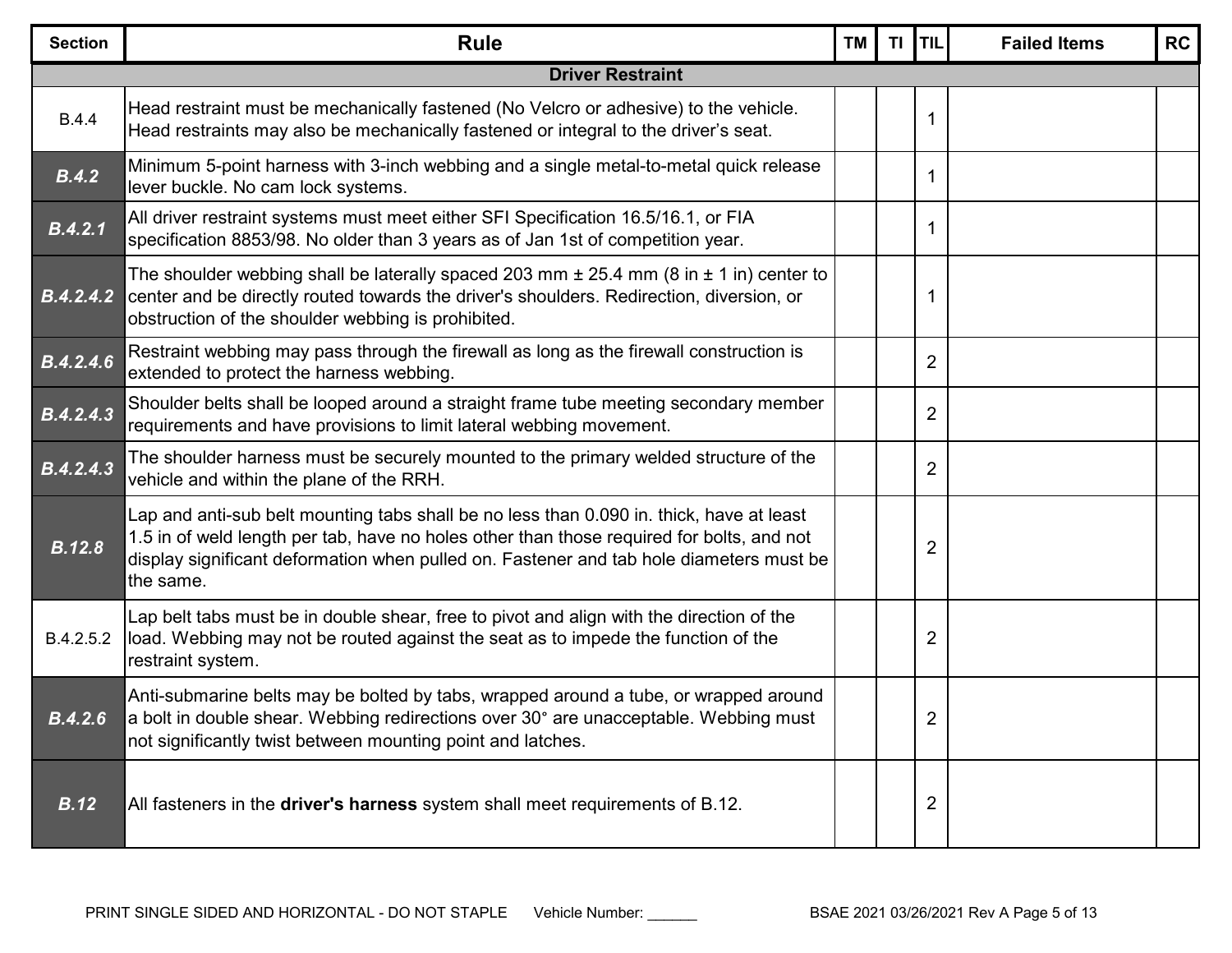| Section | Rule | TM | TI | TIL | Failed Items | RC |
|---|---|---|---|---|---|---|
| **Driver Restraint** | | | | | | |
| B.4.4 | Head restraint must be mechanically fastened (No Velcro or adhesive) to the vehicle. Head restraints may also be mechanically fastened or integral to the driver's seat. | | | 1 | | |
| ***B.4.2*** | Minimum 5-point harness with 3-inch webbing and a single metal-to-metal quick release lever buckle. No cam lock systems. | | | 1 | | |
| ***B.4.2.1*** | All driver restraint systems must meet either SFI Specification 16.5/16.1, or FIA specification 8853/98. No older than 3 years as of Jan 1st of competition year. | | | 1 | | |
| ***B.4.2.4.2*** | The shoulder webbing shall be laterally spaced 203 mm ± 25.4 mm (8 in ± 1 in) center to center and be directly routed towards the driver's shoulders. Redirection, diversion, or obstruction of the shoulder webbing is prohibited. | | | 1 | | |
| ***B.4.2.4.6*** | Restraint webbing may pass through the firewall as long as the firewall construction is extended to protect the harness webbing. | | | 2 | | |
| ***B.4.2.4.3*** | Shoulder belts shall be looped around a straight frame tube meeting secondary member requirements and have provisions to limit lateral webbing movement. | | | 2 | | |
| ***B.4.2.4.3*** | The shoulder harness must be securely mounted to the primary welded structure of the vehicle and within the plane of the RRH. | | | 2 | | |
| ***B.12.8*** | Lap and anti-sub belt mounting tabs shall be no less than 0.090 in. thick, have at least 1.5 in of weld length per tab, have no holes other than those required for bolts, and not display significant deformation when pulled on. Fastener and tab hole diameters must be the same. | | | 2 | | |
| B.4.2.5.2 | Lap belt tabs must be in double shear, free to pivot and align with the direction of the load. Webbing may not be routed against the seat as to impede the function of the restraint system. | | | 2 | | |
| ***B.4.2.6*** | Anti-submarine belts may be bolted by tabs, wrapped around a tube, or wrapped around a bolt in double shear. Webbing redirections over 30° are unacceptable. Webbing must not significantly twist between mounting point and latches. | | | 2 | | |
| ***B.12*** | All fasteners in the **driver's harness** system shall meet requirements of B.12. | | | 2 | | |

PRINT SINGLE SIDED AND HORIZONTAL - DO NOT STAPLE Vehicle Number: ______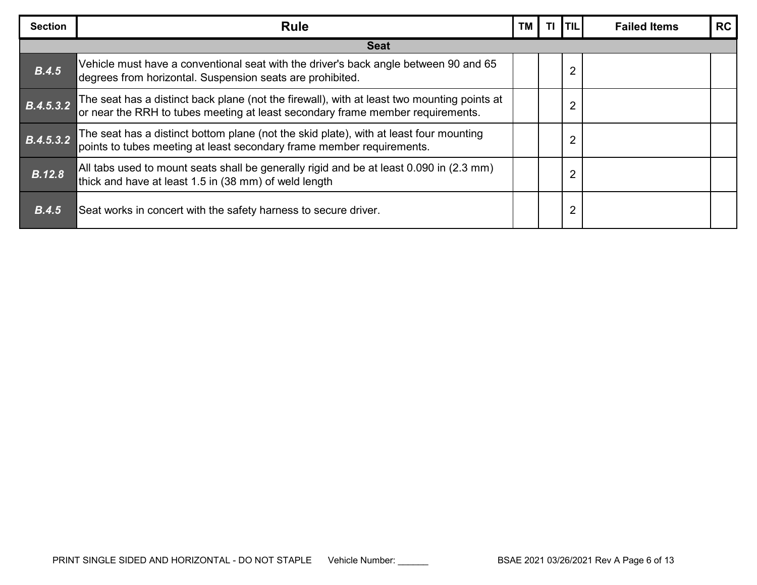| Section | Rule | TM | TI | TIL | Failed Items | RC |
|---|---|---|---|---|---|---|
| **Seat** | | | | | | |
| ***B.4.5*** | Vehicle must have a conventional seat with the driver's back angle between 90 and 65 degrees from horizontal. Suspension seats are prohibited. | | | 2 | | |
| ***B.4.5.3.2*** | The seat has a distinct back plane (not the firewall), with at least two mounting points at or near the RRH to tubes meeting at least secondary frame member requirements. | | | 2 | | |
| ***B.4.5.3.2*** | The seat has a distinct bottom plane (not the skid plate), with at least four mounting points to tubes meeting at least secondary frame member requirements. | | | 2 | | |
| ***B.12.8*** | All tabs used to mount seats shall be generally rigid and be at least 0.090 in (2.3 mm) thick and have at least 1.5 in (38 mm) of weld length | | | 2 | | |
| ***B.4.5*** | Seat works in concert with the safety harness to secure driver. | | | 2 | | |

PRINT SINGLE SIDED AND HORIZONTAL - DO NOT STAPLE Vehicle Number: ______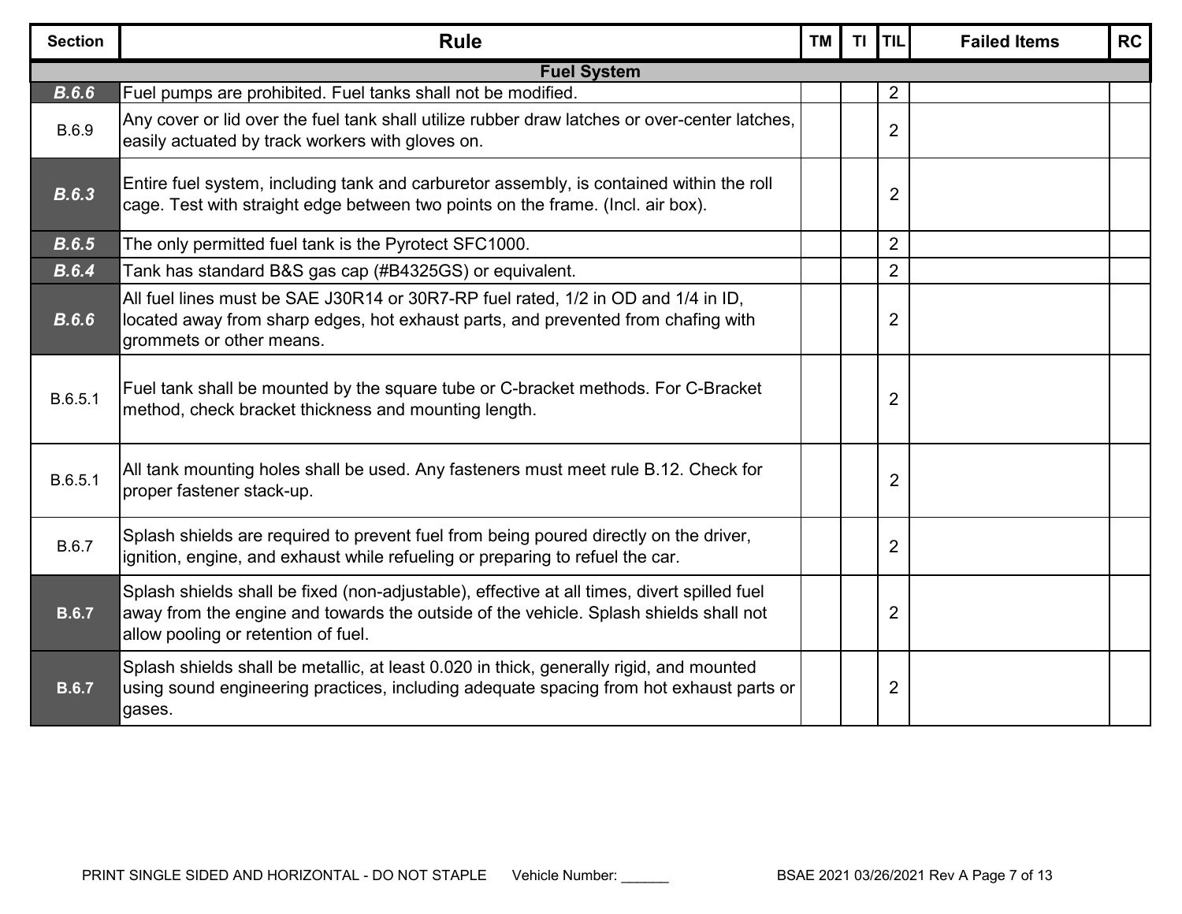| Section | Rule | TM | TI | TIL | Failed Items | RC |
|---|---|---|---|---|---|---|
| **Fuel System** | | | | | | |
| ***B.6.6*** | Fuel pumps are prohibited. Fuel tanks shall not be modified. | | | 2 | | |
| B.6.9 | Any cover or lid over the fuel tank shall utilize rubber draw latches or over-center latches, easily actuated by track workers with gloves on. | | | 2 | | |
| ***B.6.3*** | Entire fuel system, including tank and carburetor assembly, is contained within the roll cage. Test with straight edge between two points on the frame. (Incl. air box). | | | 2 | | |
| ***B.6.5*** | The only permitted fuel tank is the Pyrotect SFC1000. | | | 2 | | |
| ***B.6.4*** | Tank has standard B&S gas cap (#B4325GS) or equivalent. | | | 2 | | |
| ***B.6.6*** | All fuel lines must be SAE J30R14 or 30R7-RP fuel rated, 1/2 in OD and 1/4 in ID, located away from sharp edges, hot exhaust parts, and prevented from chafing with grommets or other means. | | | 2 | | |
| B.6.5.1 | Fuel tank shall be mounted by the square tube or C-bracket methods. For C-Bracket method, check bracket thickness and mounting length. | | | 2 | | |
| B.6.5.1 | All tank mounting holes shall be used. Any fasteners must meet rule B.12. Check for proper fastener stack-up. | | | 2 | | |
| B.6.7 | Splash shields are required to prevent fuel from being poured directly on the driver, ignition, engine, and exhaust while refueling or preparing to refuel the car. | | | 2 | | |
| **B.6.7** | Splash shields shall be fixed (non-adjustable), effective at all times, divert spilled fuel away from the engine and towards the outside of the vehicle. Splash shields shall not allow pooling or retention of fuel. | | | 2 | | |
| **B.6.7** | Splash shields shall be metallic, at least 0.020 in thick, generally rigid, and mounted using sound engineering practices, including adequate spacing from hot exhaust parts or gases. | | | 2 | | |

PRINT SINGLE SIDED AND HORIZONTAL - DO NOT STAPLE Vehicle Number: ______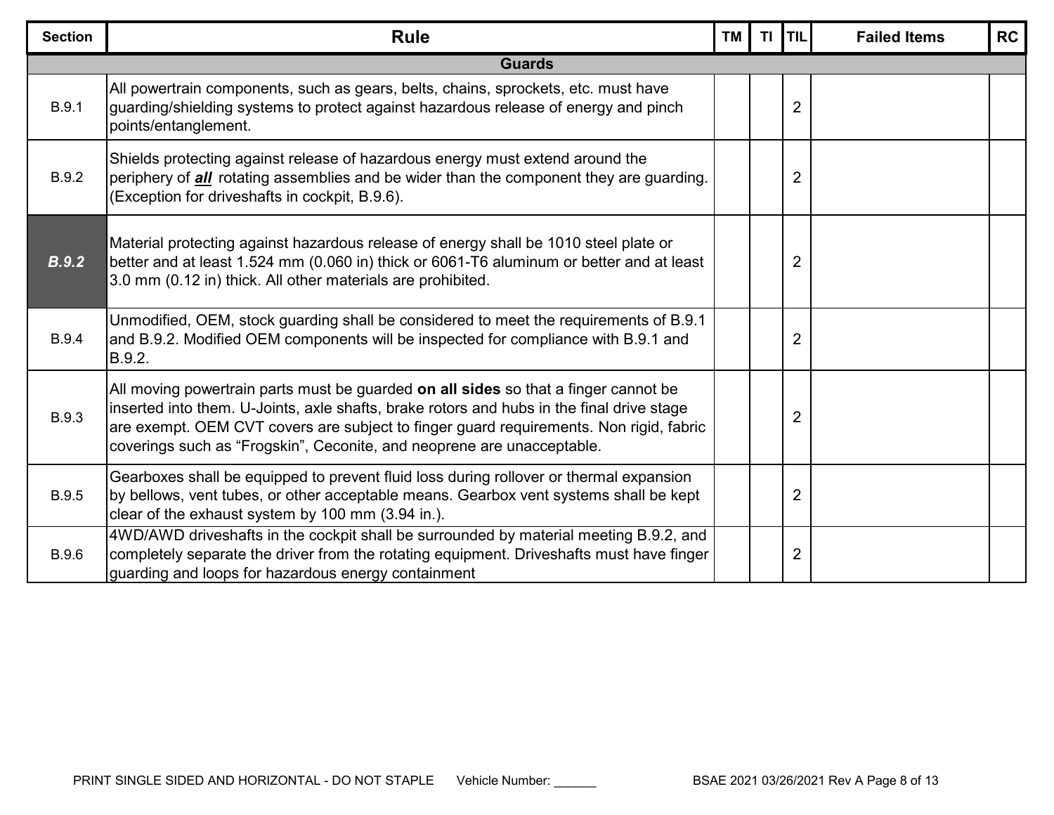| Section | Rule | TM | TI | TIL | Failed Items | RC |
|---|---|---|---|---|---|---|
| **Guards** | | | | | | |
| B.9.1 | All powertrain components, such as gears, belts, chains, sprockets, etc. must have guarding/shielding systems to protect against hazardous release of energy and pinch points/entanglement. | | | 2 | | |
| B.9.2 | Shields protecting against release of hazardous energy must extend around the periphery of ***all*** rotating assemblies and be wider than the component they are guarding. (Exception for driveshafts in cockpit, B.9.6). | | | 2 | | |
| ***B.9.2*** | Material protecting against hazardous release of energy shall be 1010 steel plate or better and at least 1.524 mm (0.060 in) thick or 6061-T6 aluminum or better and at least 3.0 mm (0.12 in) thick. All other materials are prohibited. | | | 2 | | |
| B.9.4 | Unmodified, OEM, stock guarding shall be considered to meet the requirements of B.9.1 and B.9.2. Modified OEM components will be inspected for compliance with B.9.1 and B.9.2. | | | 2 | | |
| B.9.3 | All moving powertrain parts must be guarded **on all sides** so that a finger cannot be inserted into them. U-Joints, axle shafts, brake rotors and hubs in the final drive stage are exempt. OEM CVT covers are subject to finger guard requirements. Non rigid, fabric coverings such as "Frogskin", Ceconite, and neoprene are unacceptable. | | | 2 | | |
| B.9.5 | Gearboxes shall be equipped to prevent fluid loss during rollover or thermal expansion by bellows, vent tubes, or other acceptable means. Gearbox vent systems shall be kept clear of the exhaust system by 100 mm (3.94 in.). | | | 2 | | |
| B.9.6 | 4WD/AWD driveshafts in the cockpit shall be surrounded by material meeting B.9.2, and completely separate the driver from the rotating equipment. Driveshafts must have finger guarding and loops for hazardous energy containment | | | 2 | | |

PRINT SINGLE SIDED AND HORIZONTAL - DO NOT STAPLE Vehicle Number: ______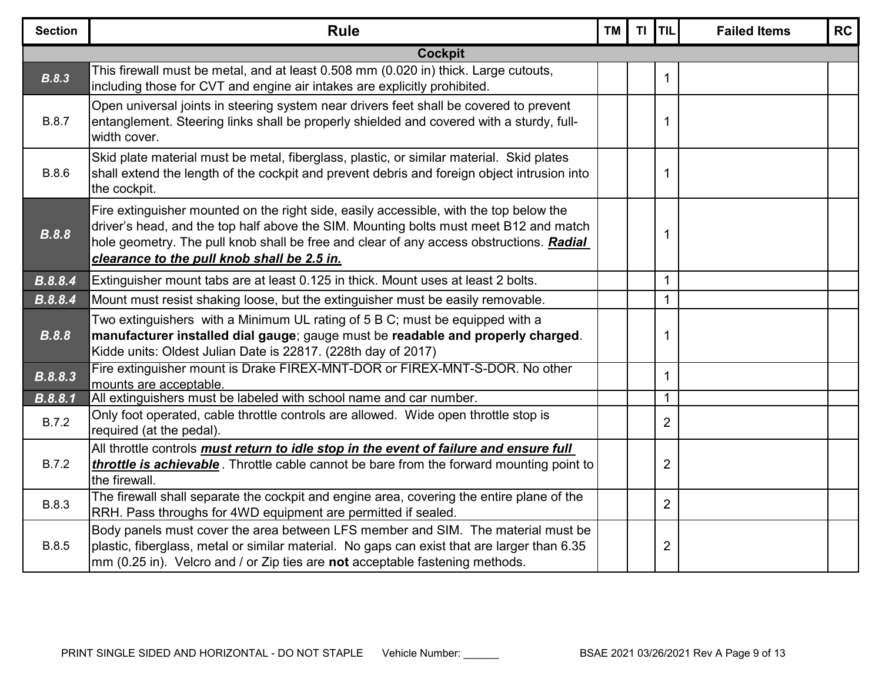| Section | Rule | TM | TI | TIL | Failed Items | RC |
|---|---|---|---|---|---|---|
| **Cockpit** | | | | | | |
| ***B.8.3*** | This firewall must be metal, and at least 0.508 mm (0.020 in) thick. Large cutouts, including those for CVT and engine air intakes are explicitly prohibited. | | | 1 | | |
| B.8.7 | Open universal joints in steering system near drivers feet shall be covered to prevent entanglement. Steering links shall be properly shielded and covered with a sturdy, full-width cover. | | | 1 | | |
| B.8.6 | Skid plate material must be metal, fiberglass, plastic, or similar material. Skid plates shall extend the length of the cockpit and prevent debris and foreign object intrusion into the cockpit. | | | 1 | | |
| ***B.8.8*** | Fire extinguisher mounted on the right side, easily accessible, with the top below the driver's head, and the top half above the SIM. Mounting bolts must meet B12 and match hole geometry. The pull knob shall be free and clear of any access obstructions. ***Radial clearance to the pull knob shall be 2.5 in.*** | | | 1 | | |
| ***B.8.8.4*** | Extinguisher mount tabs are at least 0.125 in thick. Mount uses at least 2 bolts. | | | 1 | | |
| ***B.8.8.4*** | Mount must resist shaking loose, but the extinguisher must be easily removable. | | | 1 | | |
| ***B.8.8*** | Two extinguishers with a Minimum UL rating of 5 B C; must be equipped with a **manufacturer installed dial gauge**; gauge must be **readable and properly charged**. Kidde units: Oldest Julian Date is 22817. (228th day of 2017) | | | 1 | | |
| ***B.8.8.3*** | Fire extinguisher mount is Drake FIREX-MNT-DOR or FIREX-MNT-S-DOR. No other mounts are acceptable. | | | 1 | | |
| ***B.8.8.1*** | All extinguishers must be labeled with school name and car number. | | | 1 | | |
| B.7.2 | Only foot operated, cable throttle controls are allowed. Wide open throttle stop is required (at the pedal). | | | 2 | | |
| B.7.2 | All throttle controls ***must return to idle stop in the event of failure and ensure full throttle is achievable*** . Throttle cable cannot be bare from the forward mounting point to the firewall. | | | 2 | | |
| B.8.3 | The firewall shall separate the cockpit and engine area, covering the entire plane of the RRH. Pass throughs for 4WD equipment are permitted if sealed. | | | 2 | | |
| B.8.5 | Body panels must cover the area between LFS member and SIM. The material must be plastic, fiberglass, metal or similar material. No gaps can exist that are larger than 6.35 mm (0.25 in). Velcro and / or Zip ties are **not** acceptable fastening methods. | | | 2 | | |

PRINT SINGLE SIDED AND HORIZONTAL - DO NOT STAPLE Vehicle Number: ______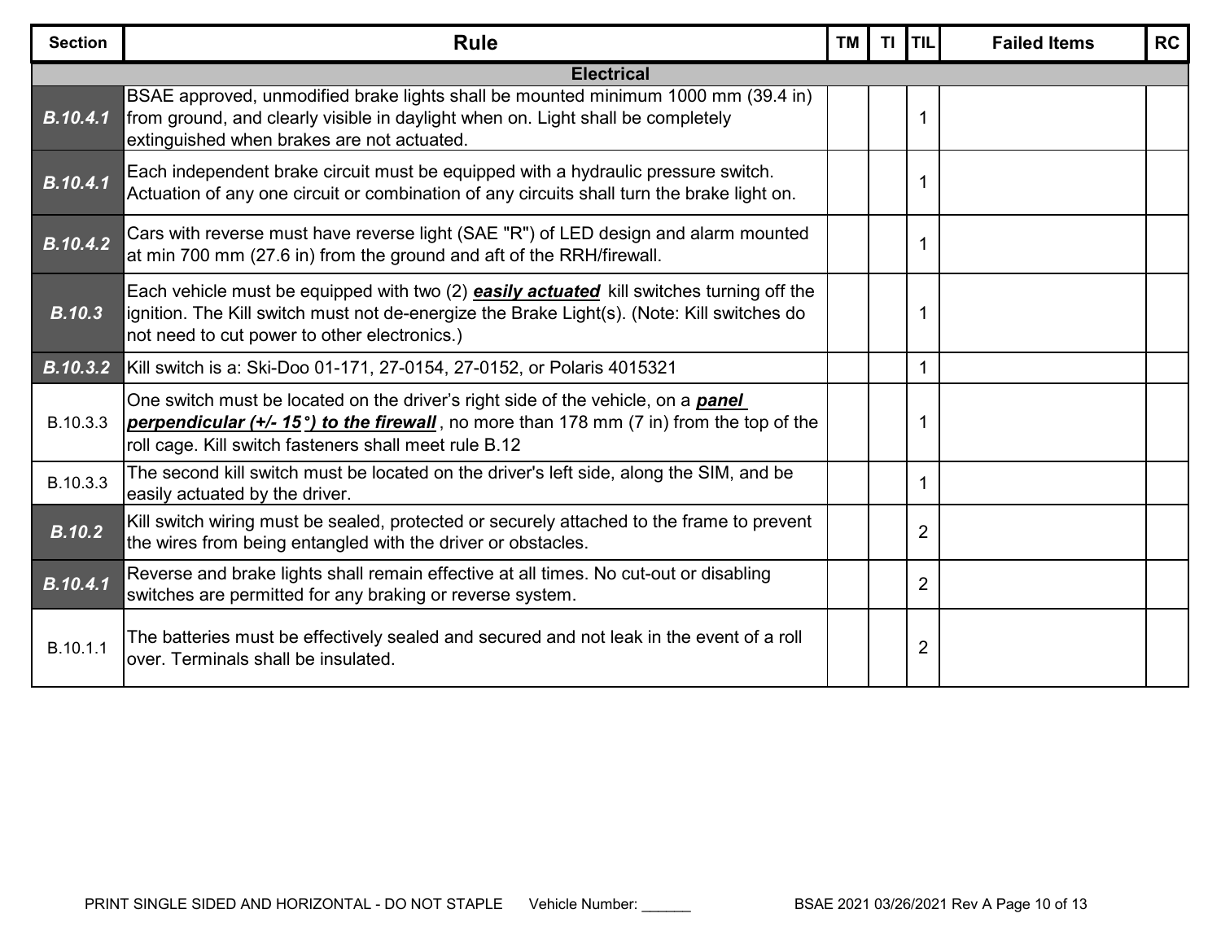| Section | Rule | TM | TI | TIL | Failed Items | RC |
|---|---|---|---|---|---|---|
| **Electrical** | | | | | | |
| ***B.10.4.1*** | BSAE approved, unmodified brake lights shall be mounted minimum 1000 mm (39.4 in) from ground, and clearly visible in daylight when on. Light shall be completely extinguished when brakes are not actuated. | | | 1 | | |
| ***B.10.4.1*** | Each independent brake circuit must be equipped with a hydraulic pressure switch. Actuation of any one circuit or combination of any circuits shall turn the brake light on. | | | 1 | | |
| ***B.10.4.2*** | Cars with reverse must have reverse light (SAE "R") of LED design and alarm mounted at min 700 mm (27.6 in) from the ground and aft of the RRH/firewall. | | | 1 | | |
| ***B.10.3*** | Each vehicle must be equipped with two (2) ***easily actuated*** kill switches turning off the ignition. The Kill switch must not de-energize the Brake Light(s). (Note: Kill switches do not need to cut power to other electronics.) | | | 1 | | |
| ***B.10.3.2*** | Kill switch is a: Ski-Doo 01-171, 27-0154, 27-0152, or Polaris 4015321 | | | 1 | | |
| B.10.3.3 | One switch must be located on the driver's right side of the vehicle, on a ***panel perpendicular (+/- 15°) to the firewall***, no more than 178 mm (7 in) from the top of the roll cage. Kill switch fasteners shall meet rule B.12 | | | 1 | | |
| B.10.3.3 | The second kill switch must be located on the driver's left side, along the SIM, and be easily actuated by the driver. | | | 1 | | |
| ***B.10.2*** | Kill switch wiring must be sealed, protected or securely attached to the frame to prevent the wires from being entangled with the driver or obstacles. | | | 2 | | |
| ***B.10.4.1*** | Reverse and brake lights shall remain effective at all times. No cut-out or disabling switches are permitted for any braking or reverse system. | | | 2 | | |
| B.10.1.1 | The batteries must be effectively sealed and secured and not leak in the event of a roll over. Terminals shall be insulated. | | | 2 | | |

PRINT SINGLE SIDED AND HORIZONTAL - DO NOT STAPLE Vehicle Number: ______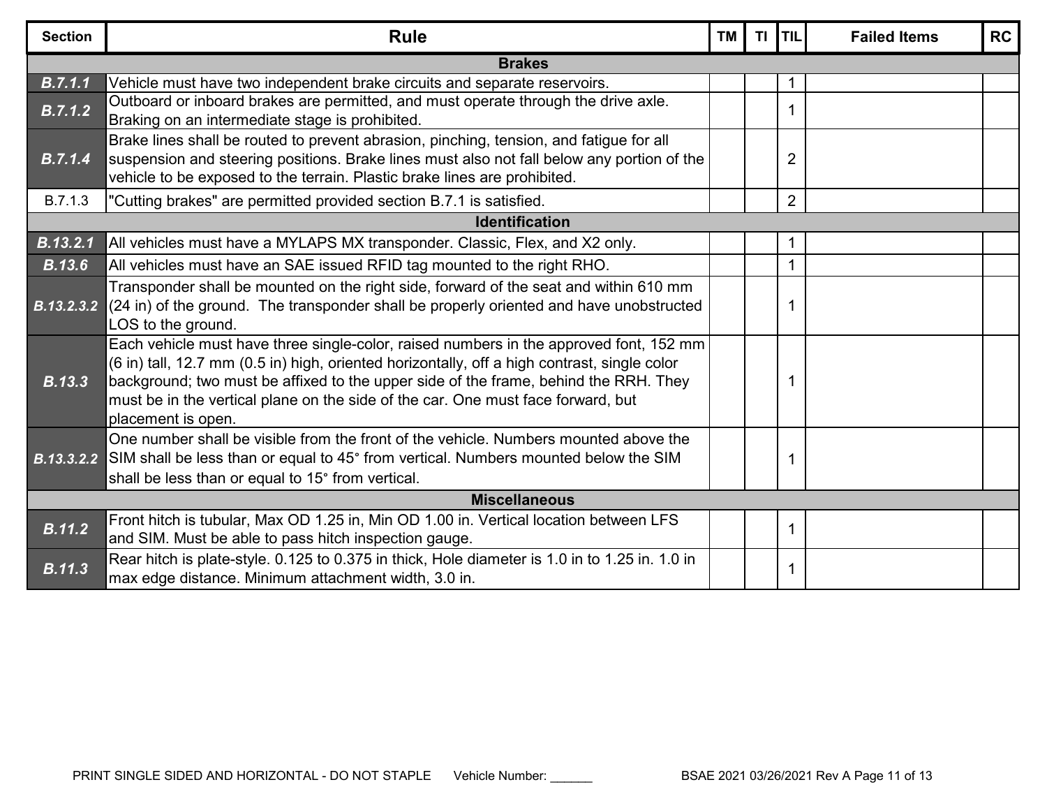| Section | Rule | TM | TI | TIL | Failed Items | RC |
|---|---|---|---|---|---|---|
| **Brakes** | | | | | | |
| ***B.7.1.1*** | Vehicle must have two independent brake circuits and separate reservoirs. | | | 1 | | |
| ***B.7.1.2*** | Outboard or inboard brakes are permitted, and must operate through the drive axle. Braking on an intermediate stage is prohibited. | | | 1 | | |
| ***B.7.1.4*** | Brake lines shall be routed to prevent abrasion, pinching, tension, and fatigue for all suspension and steering positions. Brake lines must also not fall below any portion of the vehicle to be exposed to the terrain. Plastic brake lines are prohibited. | | | 2 | | |
| B.7.1.3 | "Cutting brakes" are permitted provided section B.7.1 is satisfied. | | | 2 | | |
| **Identification** | | | | | | |
| ***B.13.2.1*** | All vehicles must have a MYLAPS MX transponder. Classic, Flex, and X2 only. | | | 1 | | |
| ***B.13.6*** | All vehicles must have an SAE issued RFID tag mounted to the right RHO. | | | 1 | | |
| ***B.13.2.3.2*** | Transponder shall be mounted on the right side, forward of the seat and within 610 mm (24 in) of the ground. The transponder shall be properly oriented and have unobstructed LOS to the ground. | | | 1 | | |
| ***B.13.3*** | Each vehicle must have three single-color, raised numbers in the approved font, 152 mm (6 in) tall, 12.7 mm (0.5 in) high, oriented horizontally, off a high contrast, single color background; two must be affixed to the upper side of the frame, behind the RRH. They must be in the vertical plane on the side of the car. One must face forward, but placement is open. | | | 1 | | |
| ***B.13.3.2.2*** | One number shall be visible from the front of the vehicle. Numbers mounted above the SIM shall be less than or equal to 45° from vertical. Numbers mounted below the SIM shall be less than or equal to 15° from vertical. | | | 1 | | |
| **Miscellaneous** | | | | | | |
| ***B.11.2*** | Front hitch is tubular, Max OD 1.25 in, Min OD 1.00 in. Vertical location between LFS and SIM. Must be able to pass hitch inspection gauge. | | | 1 | | |
| ***B.11.3*** | Rear hitch is plate-style. 0.125 to 0.375 in thick, Hole diameter is 1.0 in to 1.25 in. 1.0 in max edge distance. Minimum attachment width, 3.0 in. | | | 1 | | |

PRINT SINGLE SIDED AND HORIZONTAL - DO NOT STAPLE Vehicle Number: ______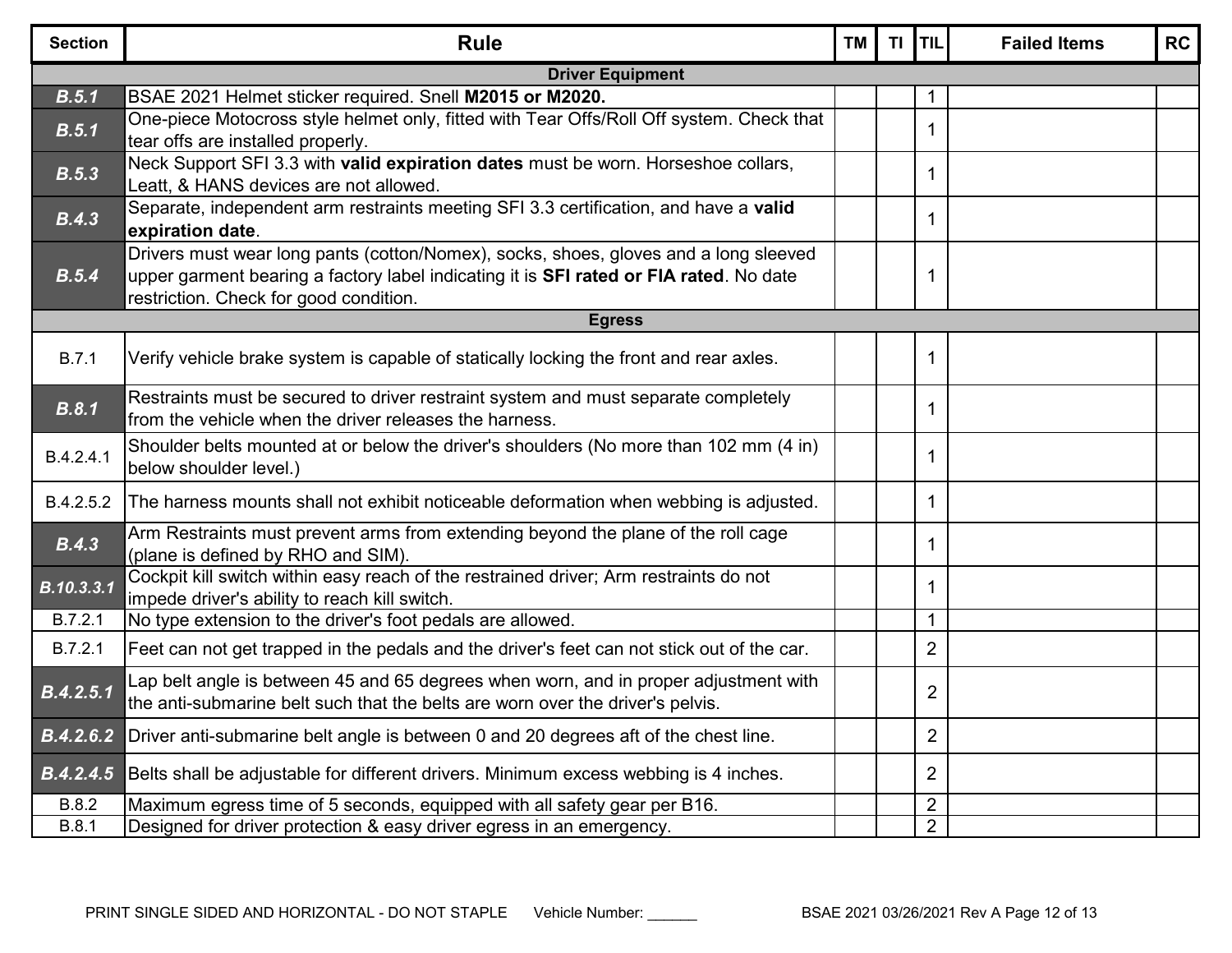| Section | Rule | TM | TI | TIL | Failed Items | RC |
|---|---|---|---|---|---|---|
| **Driver Equipment** | | | | | | |
| ***B.5.1*** | BSAE 2021 Helmet sticker required. Snell **M2015 or M2020.** | | | 1 | | |
| ***B.5.1*** | One-piece Motocross style helmet only, fitted with Tear Offs/Roll Off system. Check that tear offs are installed properly. | | | 1 | | |
| ***B.5.3*** | Neck Support SFI 3.3 with **valid expiration dates** must be worn. Horseshoe collars, Leatt, & HANS devices are not allowed. | | | 1 | | |
| ***B.4.3*** | Separate, independent arm restraints meeting SFI 3.3 certification, and have a **valid expiration date**. | | | 1 | | |
| ***B.5.4*** | Drivers must wear long pants (cotton/Nomex), socks, shoes, gloves and a long sleeved upper garment bearing a factory label indicating it is **SFI rated or FIA rated**. No date restriction. Check for good condition. | | | 1 | | |
| **Egress** | | | | | | |
| B.7.1 | Verify vehicle brake system is capable of statically locking the front and rear axles. | | | 1 | | |
| ***B.8.1*** | Restraints must be secured to driver restraint system and must separate completely from the vehicle when the driver releases the harness. | | | 1 | | |
| B.4.2.4.1 | Shoulder belts mounted at or below the driver's shoulders (No more than 102 mm (4 in) below shoulder level.) | | | 1 | | |
| B.4.2.5.2 | The harness mounts shall not exhibit noticeable deformation when webbing is adjusted. | | | 1 | | |
| ***B.4.3*** | Arm Restraints must prevent arms from extending beyond the plane of the roll cage (plane is defined by RHO and SIM). | | | 1 | | |
| ***B.10.3.3.1*** | Cockpit kill switch within easy reach of the restrained driver; Arm restraints do not impede driver's ability to reach kill switch. | | | 1 | | |
| B.7.2.1 | No type extension to the driver's foot pedals are allowed. | | | 1 | | |
| B.7.2.1 | Feet can not get trapped in the pedals and the driver's feet can not stick out of the car. | | | 2 | | |
| ***B.4.2.5.1*** | Lap belt angle is between 45 and 65 degrees when worn, and in proper adjustment with the anti-submarine belt such that the belts are worn over the driver's pelvis. | | | 2 | | |
| ***B.4.2.6.2*** | Driver anti-submarine belt angle is between 0 and 20 degrees aft of the chest line. | | | 2 | | |
| ***B.4.2.4.5*** | Belts shall be adjustable for different drivers. Minimum excess webbing is 4 inches. | | | 2 | | |
| B.8.2 | Maximum egress time of 5 seconds, equipped with all safety gear per B16. | | | 2 | | |
| B.8.1 | Designed for driver protection & easy driver egress in an emergency. | | | 2 | | |

PRINT SINGLE SIDED AND HORIZONTAL - DO NOT STAPLE Vehicle Number: ______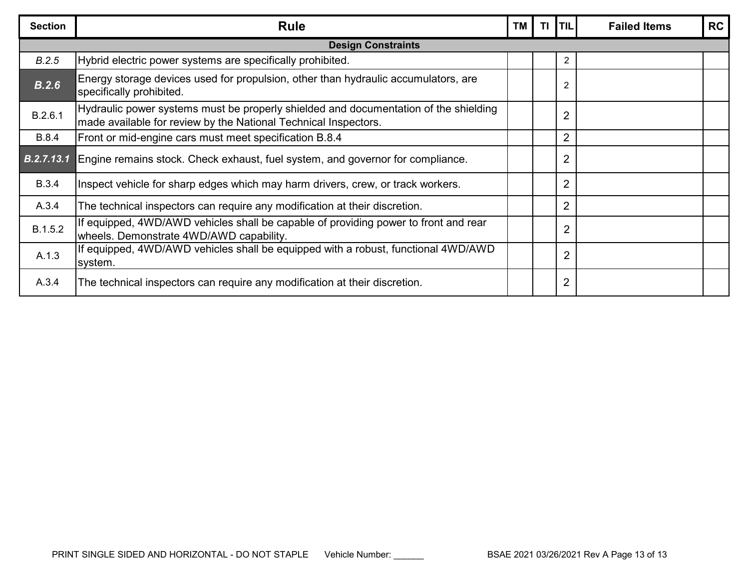| Section | Rule | TM | TI | TIL | Failed Items | RC |
|---|---|---|---|---|---|---|
| **Design Constraints** | | | | | | |
| *B.2.5* | Hybrid electric power systems are specifically prohibited. | | | 2 | | |
| ***B.2.6*** | Energy storage devices used for propulsion, other than hydraulic accumulators, are specifically prohibited. | | | 2 | | |
| B.2.6.1 | Hydraulic power systems must be properly shielded and documentation of the shielding made available for review by the National Technical Inspectors. | | | 2 | | |
| B.8.4 | Front or mid-engine cars must meet specification B.8.4 | | | 2 | | |
| ***B.2.7.13.1*** | Engine remains stock. Check exhaust, fuel system, and governor for compliance. | | | 2 | | |
| B.3.4 | Inspect vehicle for sharp edges which may harm drivers, crew, or track workers. | | | 2 | | |
| A.3.4 | The technical inspectors can require any modification at their discretion. | | | 2 | | |
| B.1.5.2 | If equipped, 4WD/AWD vehicles shall be capable of providing power to front and rear wheels. Demonstrate 4WD/AWD capability. | | | 2 | | |
| A.1.3 | If equipped, 4WD/AWD vehicles shall be equipped with a robust, functional 4WD/AWD system. | | | 2 | | |
| A.3.4 | The technical inspectors can require any modification at their discretion. | | | 2 | | |

PRINT SINGLE SIDED AND HORIZONTAL - DO NOT STAPLE Vehicle Number: ______